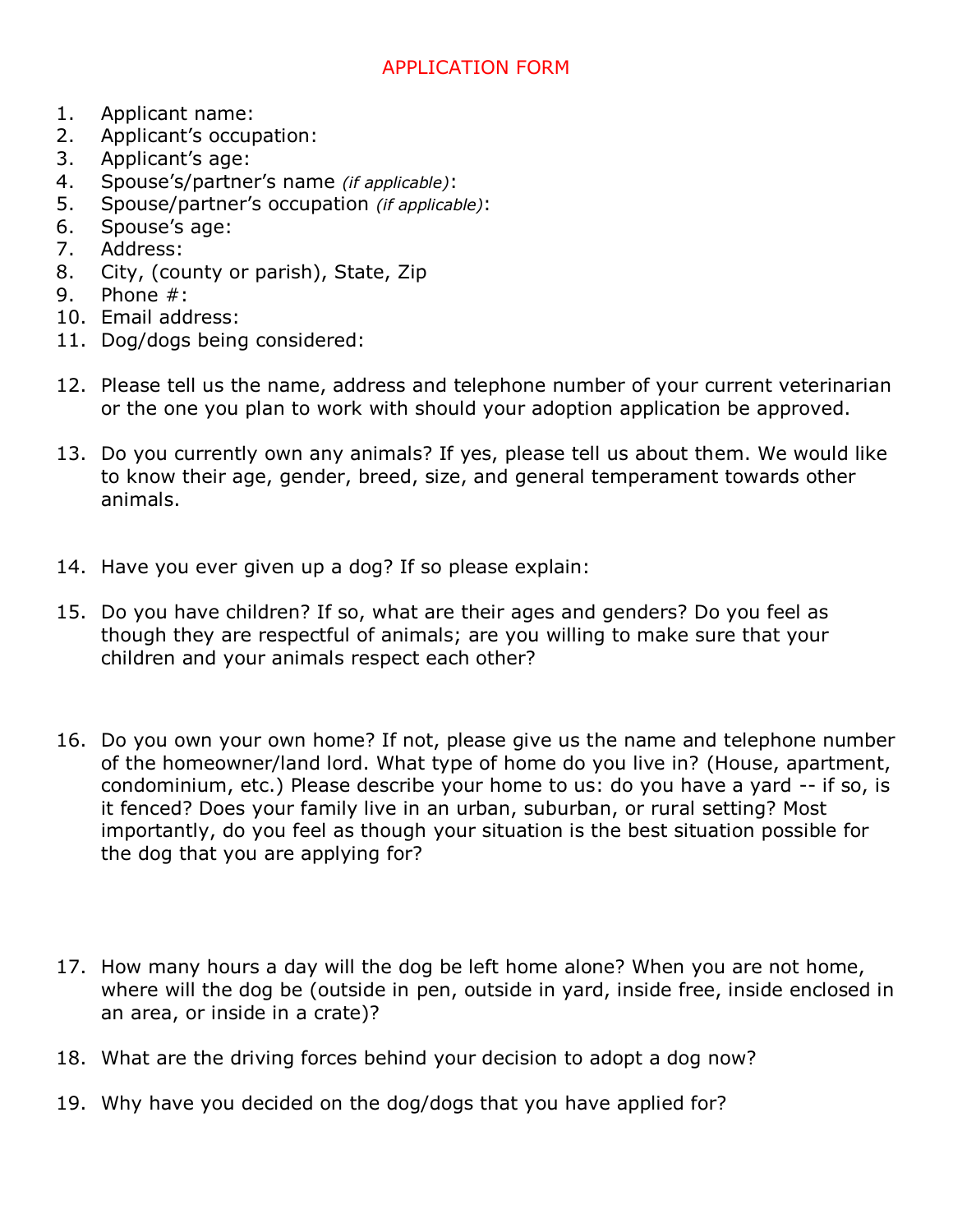# APPLICATION FORM

1. Applicant name:
2. Applicant's occupation:
3. Applicant's age:
4. Spouse's/partner's name *(if applicable)*:
5. Spouse/partner's occupation *(if applicable)*:
6. Spouse's age:
7. Address:
8. City, (county or parish), State, Zip
9. Phone #:
10. Email address:
11. Dog/dogs being considered:

12. Please tell us the name, address and telephone number of your current veterinarian or the one you plan to work with should your adoption application be approved.

13. Do you currently own any animals? If yes, please tell us about them. We would like to know their age, gender, breed, size, and general temperament towards other animals.

14. Have you ever given up a dog? If so please explain:

15. Do you have children? If so, what are their ages and genders? Do you feel as though they are respectful of animals; are you willing to make sure that your children and your animals respect each other?

16. Do you own your own home? If not, please give us the name and telephone number of the homeowner/land lord. What type of home do you live in? (House, apartment, condominium, etc.) Please describe your home to us: do you have a yard -- if so, is it fenced? Does your family live in an urban, suburban, or rural setting? Most importantly, do you feel as though your situation is the best situation possible for the dog that you are applying for?

17. How many hours a day will the dog be left home alone? When you are not home, where will the dog be (outside in pen, outside in yard, inside free, inside enclosed in an area, or inside in a crate)?

18. What are the driving forces behind your decision to adopt a dog now?

19. Why have you decided on the dog/dogs that you have applied for?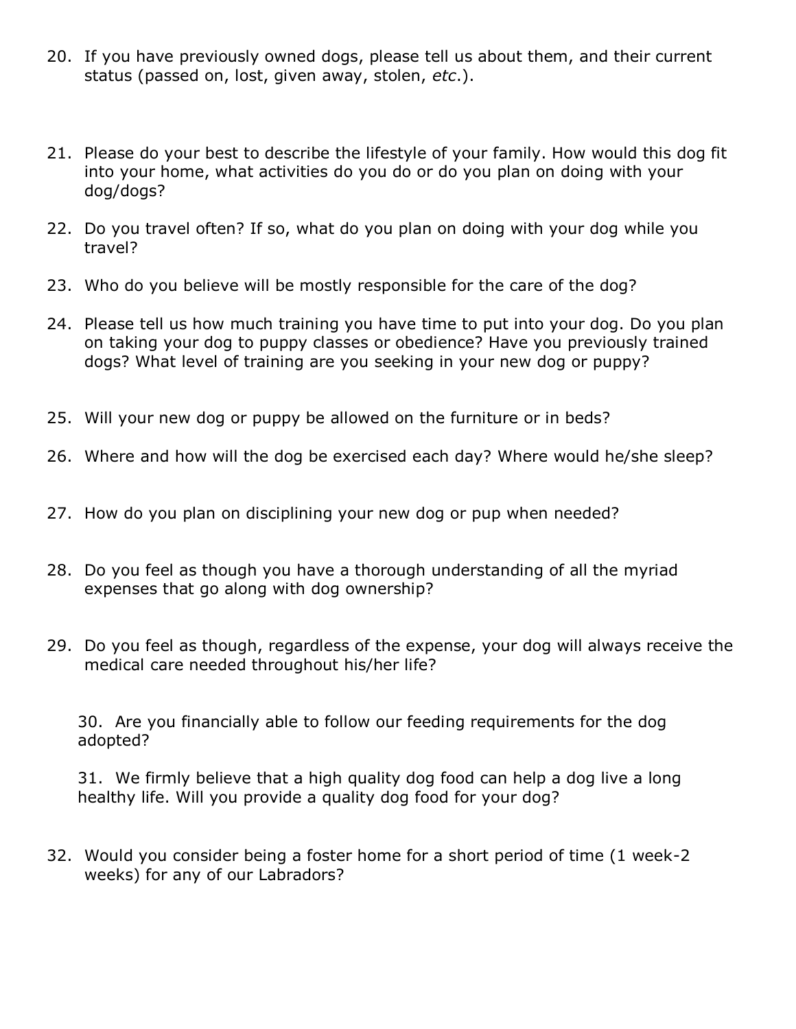20. If you have previously owned dogs, please tell us about them, and their current status (passed on, lost, given away, stolen, *etc*.).

21. Please do your best to describe the lifestyle of your family. How would this dog fit into your home, what activities do you do or do you plan on doing with your dog/dogs?

22. Do you travel often? If so, what do you plan on doing with your dog while you travel?

23. Who do you believe will be mostly responsible for the care of the dog?

24. Please tell us how much training you have time to put into your dog. Do you plan on taking your dog to puppy classes or obedience? Have you previously trained dogs? What level of training are you seeking in your new dog or puppy?

25. Will your new dog or puppy be allowed on the furniture or in beds?

26. Where and how will the dog be exercised each day? Where would he/she sleep?

27. How do you plan on disciplining your new dog or pup when needed?

28. Do you feel as though you have a thorough understanding of all the myriad expenses that go along with dog ownership?

29. Do you feel as though, regardless of the expense, your dog will always receive the medical care needed throughout his/her life?

30. Are you financially able to follow our feeding requirements for the dog adopted?

31. We firmly believe that a high quality dog food can help a dog live a long healthy life. Will you provide a quality dog food for your dog?

32. Would you consider being a foster home for a short period of time (1 week-2 weeks) for any of our Labradors?